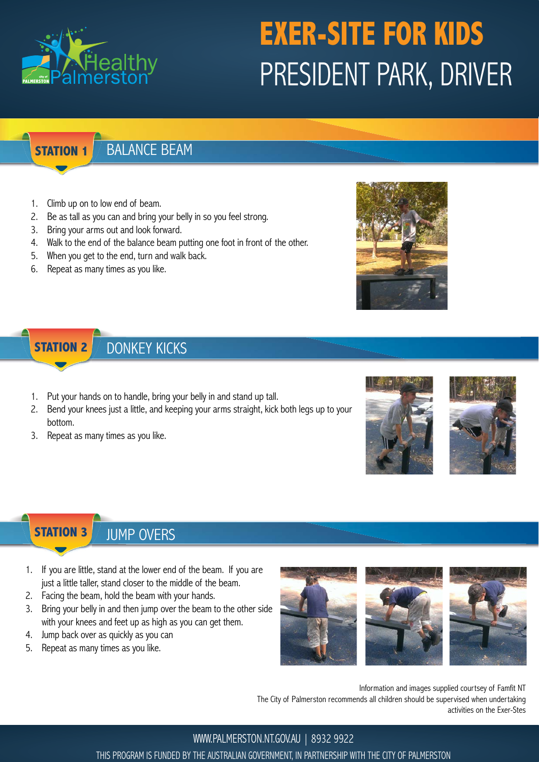# EXER-SITE FOR KIDS
# PRESIDENT PARK, DRIVER

## STATION 1 BALANCE BEAM

1. Climb up on to low end of beam.
2. Be as tall as you can and bring your belly in so you feel strong.
3. Bring your arms out and look forward.
4. Walk to the end of the balance beam putting one foot in front of the other.
5. When you get to the end, turn and walk back.
6. Repeat as many times as you like.

## STATION 2 DONKEY KICKS

1. Put your hands on to handle, bring your belly in and stand up tall.
2. Bend your knees just a little, and keeping your arms straight, kick both legs up to your bottom.
3. Repeat as many times as you like.

## STATION 3 JUMP OVERS

1. If you are little, stand at the lower end of the beam. If you are just a little taller, stand closer to the middle of the beam.
2. Facing the beam, hold the beam with your hands.
3. Bring your belly in and then jump over the beam to the other side with your knees and feet up as high as you can get them.
4. Jump back over as quickly as you can
5. Repeat as many times as you like.

Information and images supplied courtesy of Famfit NT
The City of Palmerston recommends all children should be supervised when undertaking activities on the Exer-Stes

WWW.PALMERSTON.NT.GOV.AU | 8932 9922

THIS PROGRAM IS FUNDED BY THE AUSTRALIAN GOVERNMENT, IN PARTNERSHIP WITH THE CITY OF PALMERSTON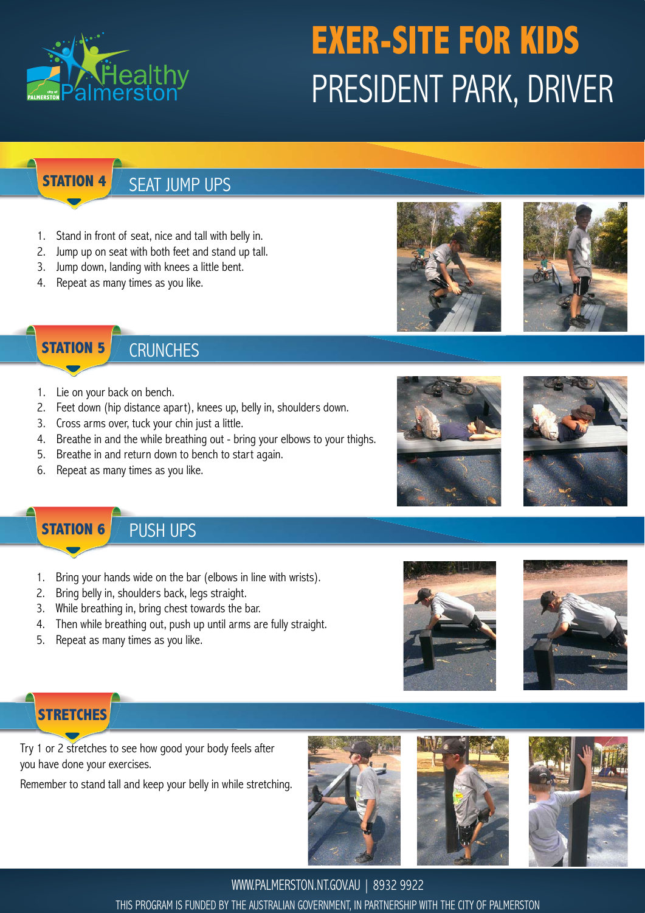# EXER-SITE FOR KIDS
# PRESIDENT PARK, DRIVER

## STATION 4 SEAT JUMP UPS

1. Stand in front of seat, nice and tall with belly in.
2. Jump up on seat with both feet and stand up tall.
3. Jump down, landing with knees a little bent.
4. Repeat as many times as you like.

## STATION 5 CRUNCHES

1. Lie on your back on bench.
2. Feet down (hip distance apart), knees up, belly in, shoulders down.
3. Cross arms over, tuck your chin just a little.
4. Breathe in and the while breathing out - bring your elbows to your thighs.
5. Breathe in and return down to bench to start again.
6. Repeat as many times as you like.

## STATION 6 PUSH UPS

1. Bring your hands wide on the bar (elbows in line with wrists).
2. Bring belly in, shoulders back, legs straight.
3. While breathing in, bring chest towards the bar.
4. Then while breathing out, push up until arms are fully straight.
5. Repeat as many times as you like.

## STRETCHES

Try 1 or 2 stretches to see how good your body feels after you have done your exercises.

Remember to stand tall and keep your belly in while stretching.

WWW.PALMERSTON.NT.GOV.AU | 8932 9922

THIS PROGRAM IS FUNDED BY THE AUSTRALIAN GOVERNMENT, IN PARTNERSHIP WITH THE CITY OF PALMERSTON